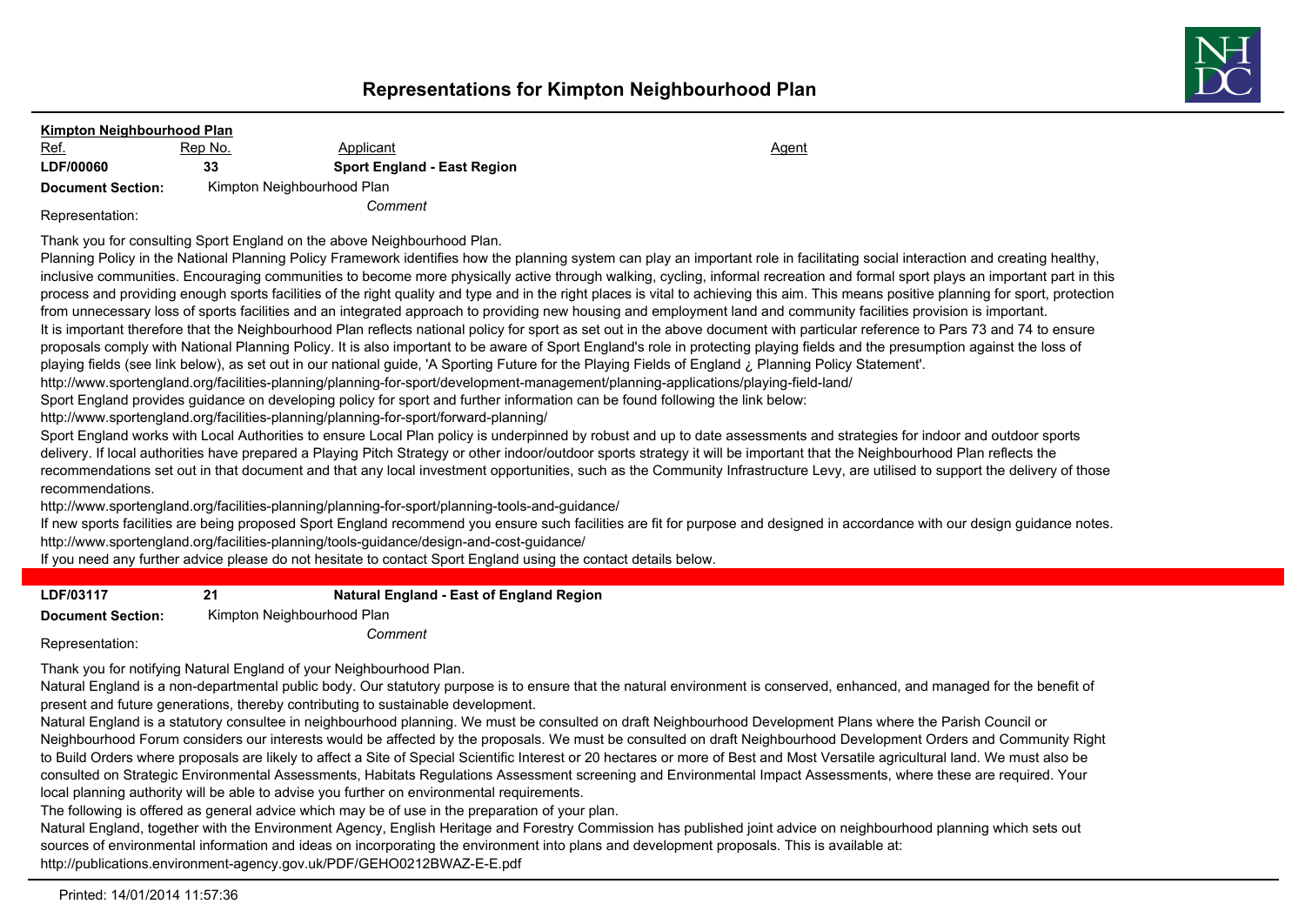# Representations for Kimpton Neighbourhood Plan

**Kimpton Neighbourhood Plan**

| Ref. | Rep No. | Applicant | Agent |
|---|---|---|---|
| **LDF/00060** | **33** | **Sport England - East Region** | |

**Document Section:** Kimpton Neighbourhood Plan

Representation: *Comment*

Thank you for consulting Sport England on the above Neighbourhood Plan.

Planning Policy in the National Planning Policy Framework identifies how the planning system can play an important role in facilitating social interaction and creating healthy, inclusive communities. Encouraging communities to become more physically active through walking, cycling, informal recreation and formal sport plays an important part in this process and providing enough sports facilities of the right quality and type and in the right places is vital to achieving this aim. This means positive planning for sport, protection from unnecessary loss of sports facilities and an integrated approach to providing new housing and employment land and community facilities provision is important.

It is important therefore that the Neighbourhood Plan reflects national policy for sport as set out in the above document with particular reference to Pars 73 and 74 to ensure proposals comply with National Planning Policy. It is also important to be aware of Sport England's role in protecting playing fields and the presumption against the loss of playing fields (see link below), as set out in our national guide, 'A Sporting Future for the Playing Fields of England ¿ Planning Policy Statement'.

http://www.sportengland.org/facilities-planning/planning-for-sport/development-management/planning-applications/playing-field-land/

Sport England provides guidance on developing policy for sport and further information can be found following the link below:

http://www.sportengland.org/facilities-planning/planning-for-sport/forward-planning/

Sport England works with Local Authorities to ensure Local Plan policy is underpinned by robust and up to date assessments and strategies for indoor and outdoor sports delivery. If local authorities have prepared a Playing Pitch Strategy or other indoor/outdoor sports strategy it will be important that the Neighbourhood Plan reflects the recommendations set out in that document and that any local investment opportunities, such as the Community Infrastructure Levy, are utilised to support the delivery of those recommendations.

http://www.sportengland.org/facilities-planning/planning-for-sport/planning-tools-and-guidance/

If new sports facilities are being proposed Sport England recommend you ensure such facilities are fit for purpose and designed in accordance with our design guidance notes.

http://www.sportengland.org/facilities-planning/tools-guidance/design-and-cost-guidance/

If you need any further advice please do not hesitate to contact Sport England using the contact details below.

---

| | | | |
|---|---|---|---|
| **LDF/03117** | **21** | **Natural England - East of England Region** | |

**Document Section:** Kimpton Neighbourhood Plan

Representation: *Comment*

Thank you for notifying Natural England of your Neighbourhood Plan.

Natural England is a non-departmental public body. Our statutory purpose is to ensure that the natural environment is conserved, enhanced, and managed for the benefit of present and future generations, thereby contributing to sustainable development.

Natural England is a statutory consultee in neighbourhood planning. We must be consulted on draft Neighbourhood Development Plans where the Parish Council or Neighbourhood Forum considers our interests would be affected by the proposals. We must be consulted on draft Neighbourhood Development Orders and Community Right to Build Orders where proposals are likely to affect a Site of Special Scientific Interest or 20 hectares or more of Best and Most Versatile agricultural land. We must also be consulted on Strategic Environmental Assessments, Habitats Regulations Assessment screening and Environmental Impact Assessments, where these are required. Your local planning authority will be able to advise you further on environmental requirements.

The following is offered as general advice which may be of use in the preparation of your plan.

Natural England, together with the Environment Agency, English Heritage and Forestry Commission has published joint advice on neighbourhood planning which sets out sources of environmental information and ideas on incorporating the environment into plans and development proposals. This is available at:

http://publications.environment-agency.gov.uk/PDF/GEHO0212BWAZ-E-E.pdf

Printed: 14/01/2014 11:57:36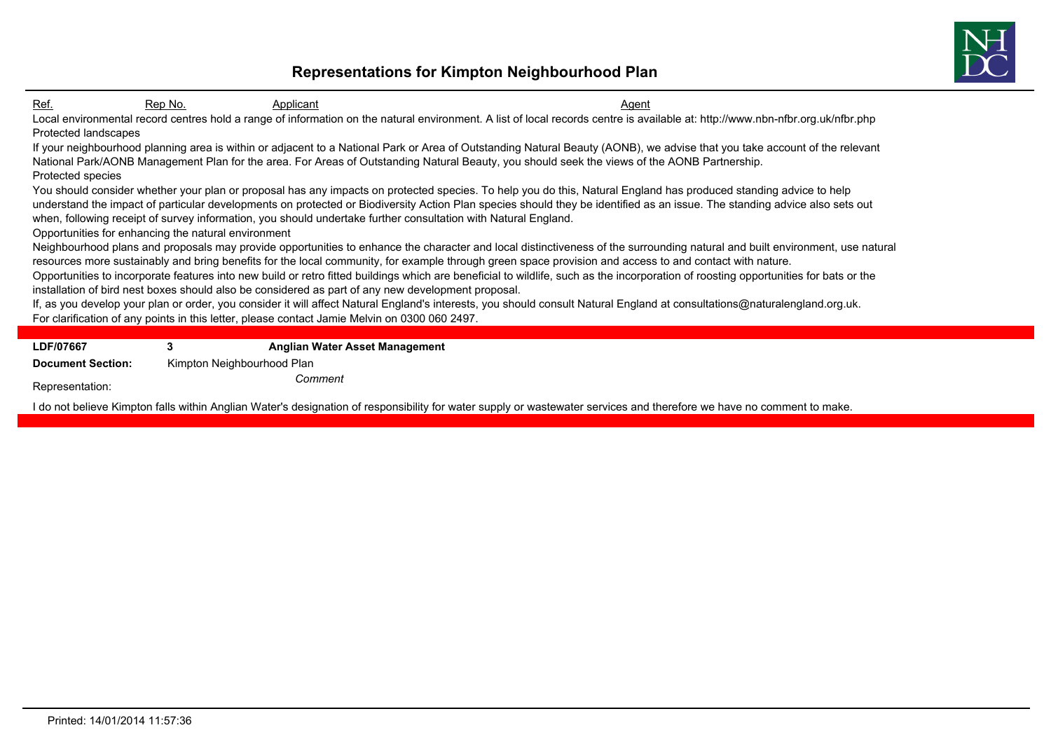# Representations for Kimpton Neighbourhood Plan

| Ref. | Rep No. | Applicant | Agent |
|---|---|---|---|

Local environmental record centres hold a range of information on the natural environment. A list of local records centre is available at: http://www.nbn-nfbr.org.uk/nfbr.php

Protected landscapes

If your neighbourhood planning area is within or adjacent to a National Park or Area of Outstanding Natural Beauty (AONB), we advise that you take account of the relevant National Park/AONB Management Plan for the area. For Areas of Outstanding Natural Beauty, you should seek the views of the AONB Partnership.

Protected species

You should consider whether your plan or proposal has any impacts on protected species. To help you do this, Natural England has produced standing advice to help understand the impact of particular developments on protected or Biodiversity Action Plan species should they be identified as an issue. The standing advice also sets out when, following receipt of survey information, you should undertake further consultation with Natural England.

Opportunities for enhancing the natural environment

Neighbourhood plans and proposals may provide opportunities to enhance the character and local distinctiveness of the surrounding natural and built environment, use natural resources more sustainably and bring benefits for the local community, for example through green space provision and access to and contact with nature.

Opportunities to incorporate features into new build or retro fitted buildings which are beneficial to wildlife, such as the incorporation of roosting opportunities for bats or the installation of bird nest boxes should also be considered as part of any new development proposal.

If, as you develop your plan or order, you consider it will affect Natural England's interests, you should consult Natural England at consultations@naturalengland.org.uk.

For clarification of any points in this letter, please contact Jamie Melvin on 0300 060 2497.

---

**LDF/07667** **3** **Anglian Water Asset Management**

**Document Section:** Kimpton Neighbourhood Plan

Representation: *Comment*

I do not believe Kimpton falls within Anglian Water's designation of responsibility for water supply or wastewater services and therefore we have no comment to make.

---

Printed: 14/01/2014 11:57:36